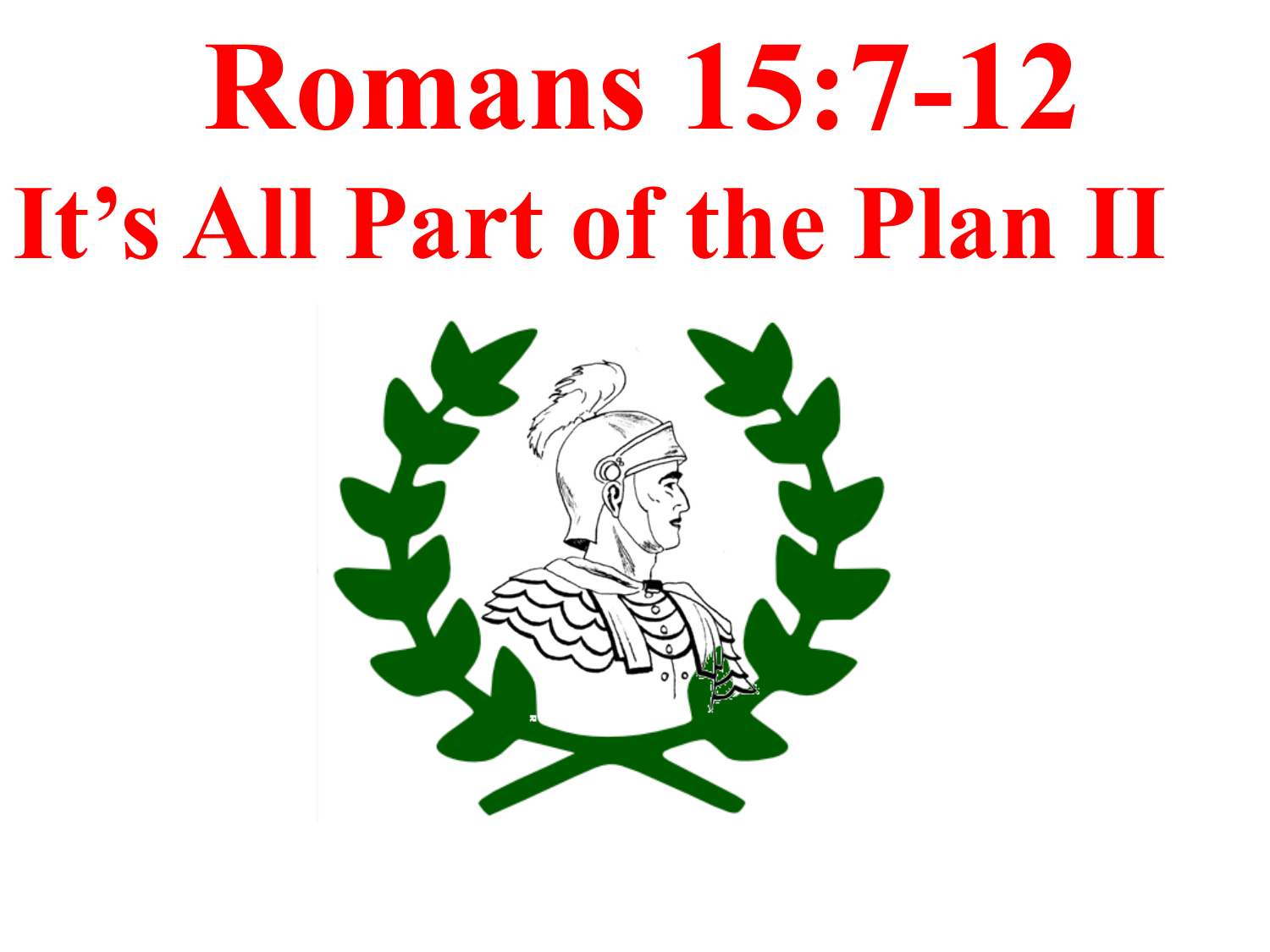# Romans 15:7-12

# It's All Part of the Plan II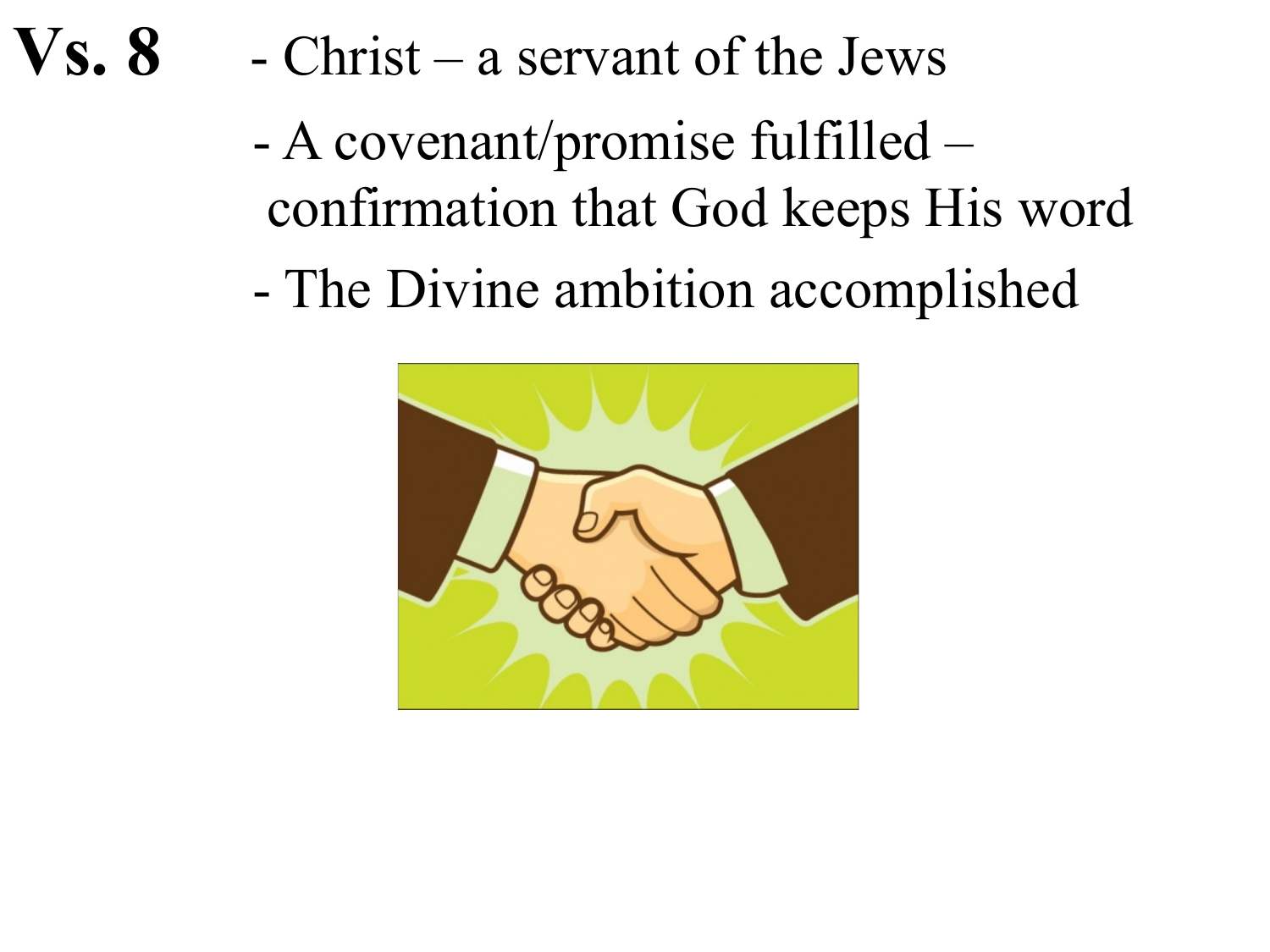**Vs. 8**

- Christ – a servant of the Jews
- A covenant/promise fulfilled – confirmation that God keeps His word
- The Divine ambition accomplished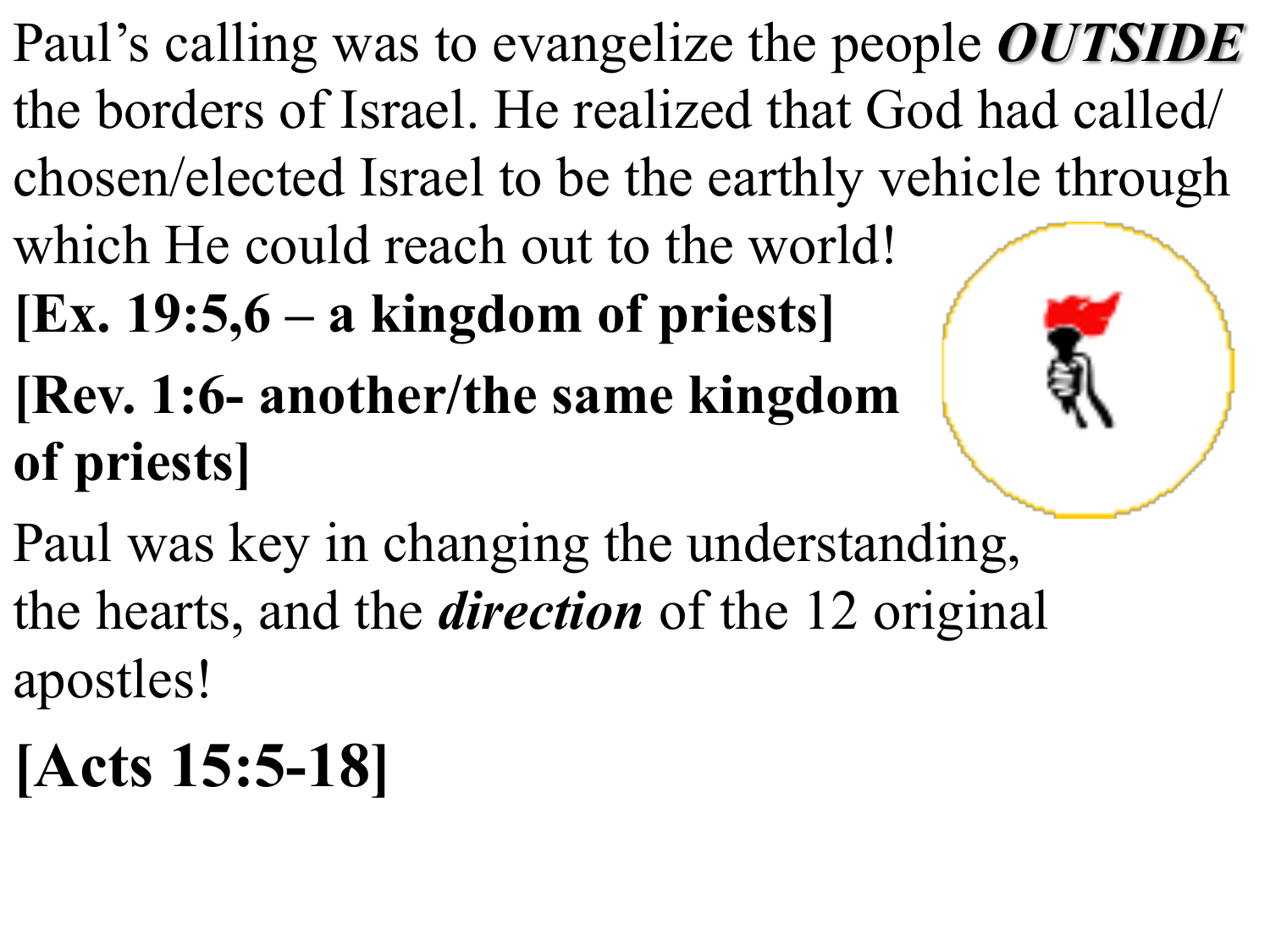Paul's calling was to evangelize the people ***OUTSIDE*** the borders of Israel. He realized that God had called/ chosen/elected Israel to be the earthly vehicle through which He could reach out to the world!

**[Ex. 19:5,6 – a kingdom of priests]**

**[Rev. 1:6- another/the same kingdom of priests]**

Paul was key in changing the understanding, the hearts, and the ***direction*** of the 12 original apostles!

**[Acts 15:5-18]**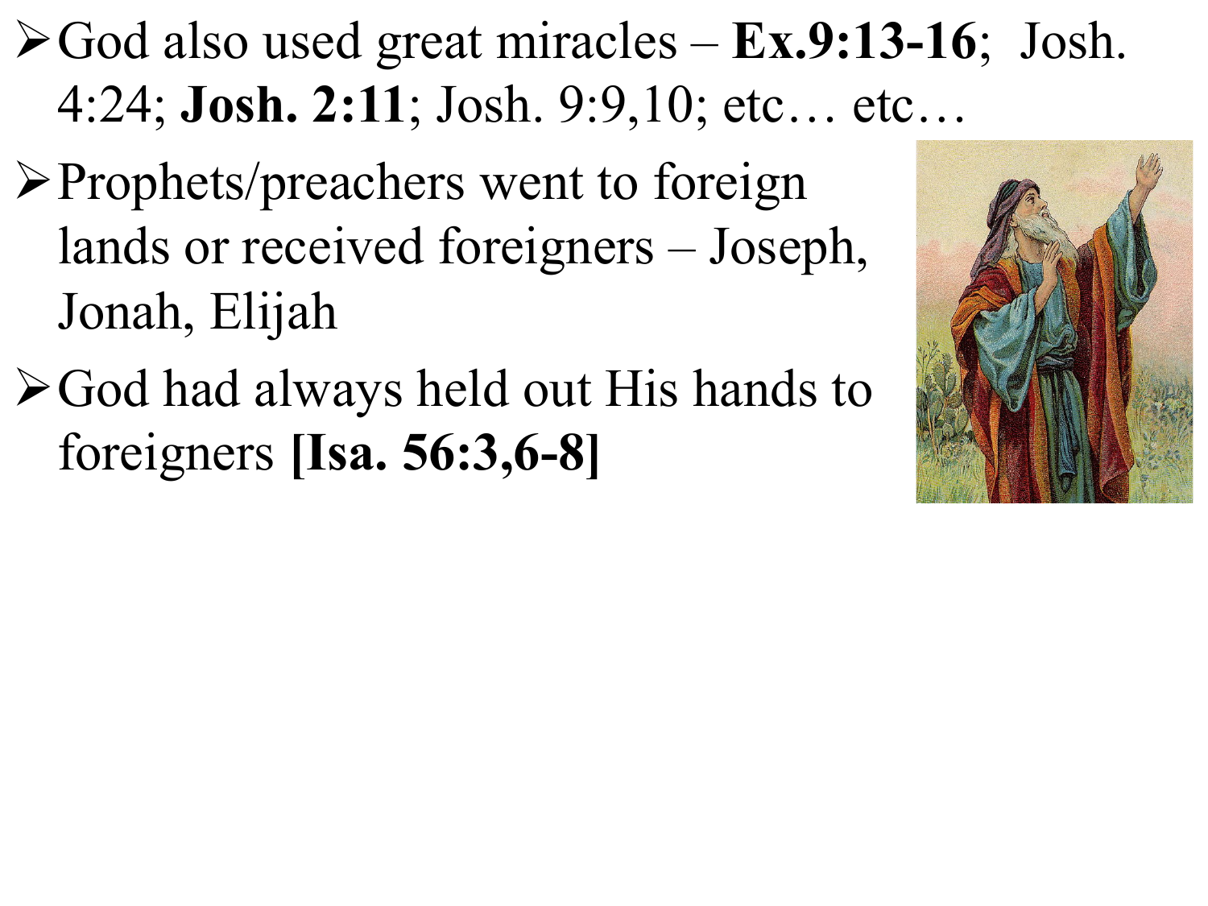- God also used great miracles – **Ex.9:13-16**;  Josh. 4:24; **Josh. 2:11**; Josh. 9:9,10; etc… etc…
- Prophets/preachers went to foreign lands or received foreigners – Joseph, Jonah, Elijah
- God had always held out His hands to foreigners **[Isa. 56:3,6-8]**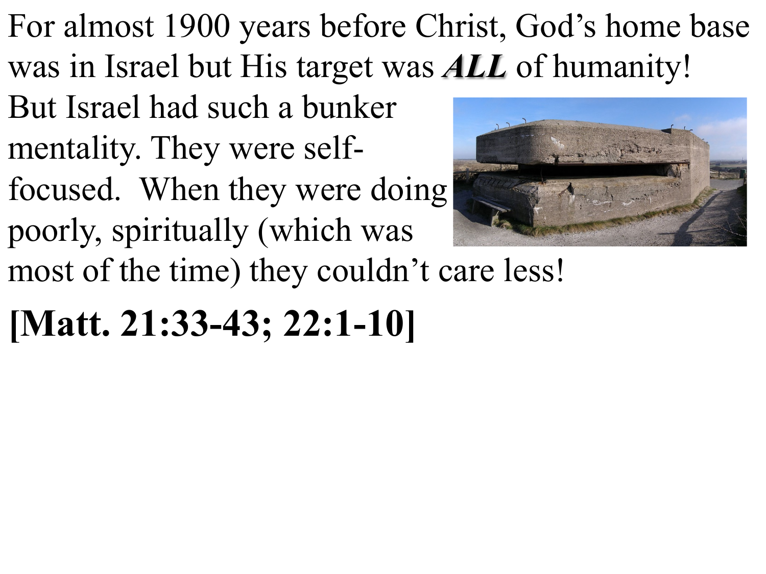For almost 1900 years before Christ, God's home base was in Israel but His target was ***ALL*** of humanity! But Israel had such a bunker mentality. They were self-focused. When they were doing poorly, spiritually (which was most of the time) they couldn't care less!

**[Matt. 21:33-43; 22:1-10]**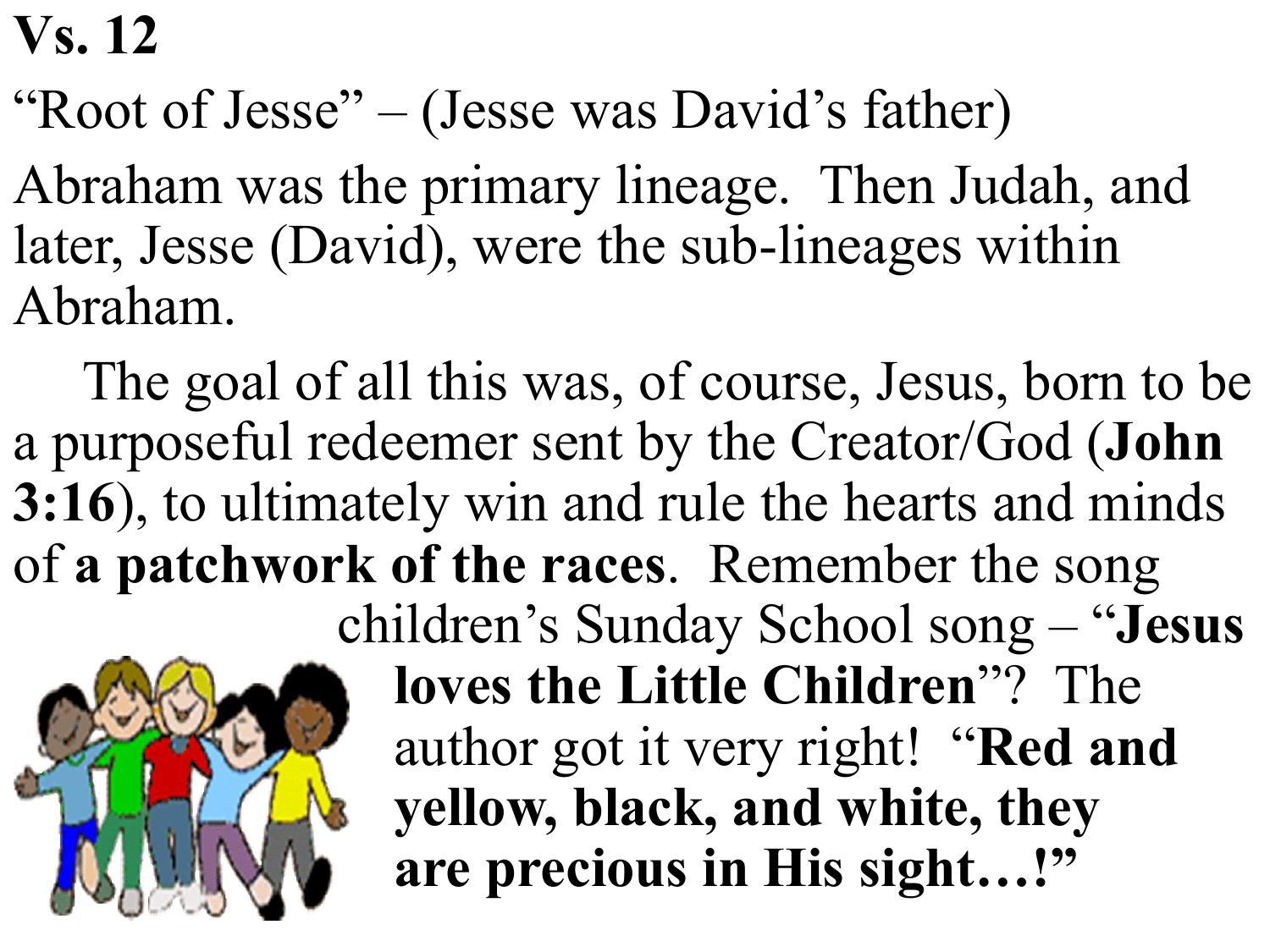**Vs. 12**

"Root of Jesse" – (Jesse was David's father)

Abraham was the primary lineage. Then Judah, and later, Jesse (David), were the sub-lineages within Abraham.

The goal of all this was, of course, Jesus, born to be a purposeful redeemer sent by the Creator/God (**John 3:16**), to ultimately win and rule the hearts and minds of **a patchwork of the races**. Remember the song children's Sunday School song – "**Jesus loves the Little Children**"? The author got it very right! "**Red and yellow, black, and white, they are precious in His sight…!**"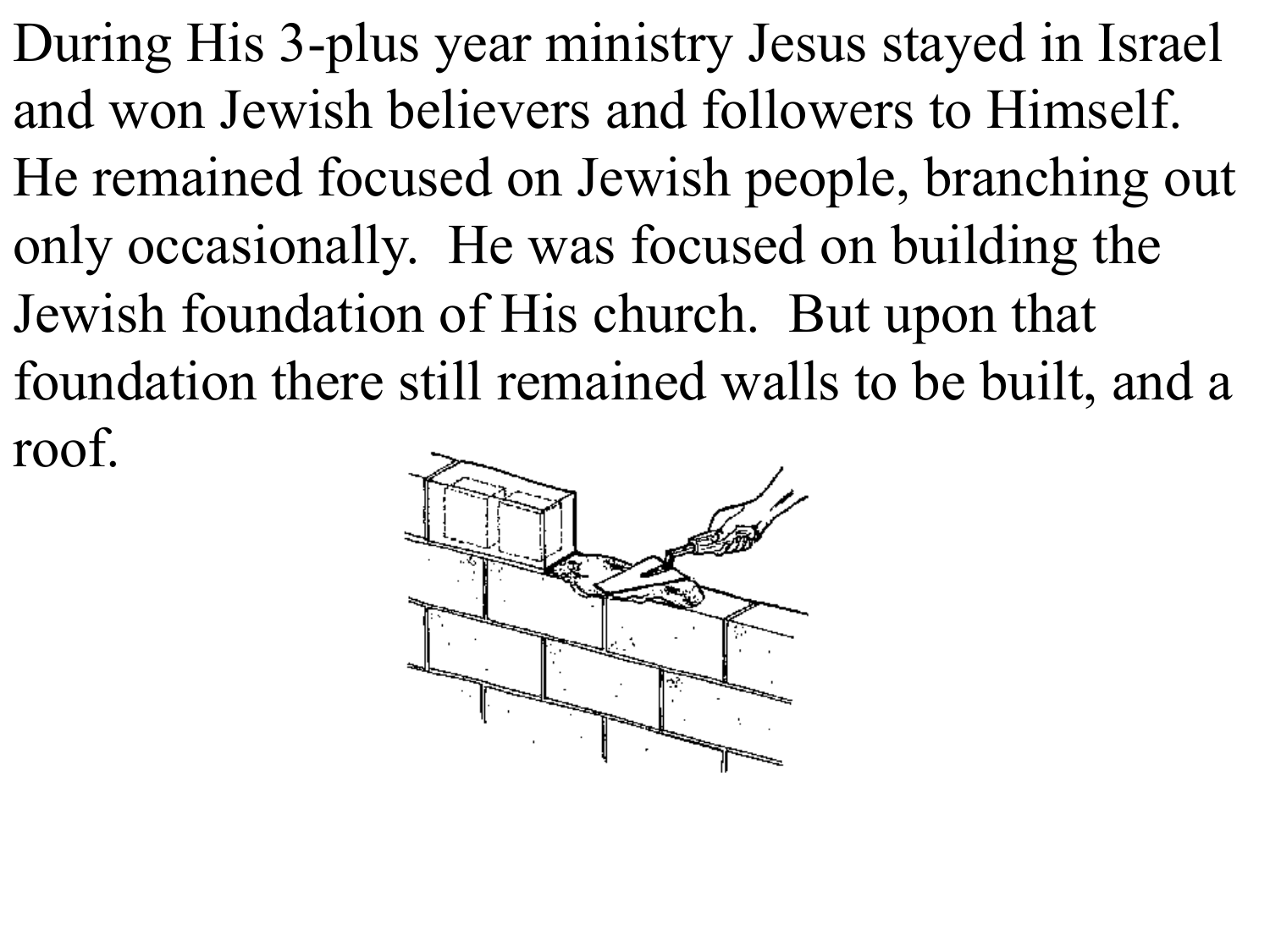During His 3-plus year ministry Jesus stayed in Israel and won Jewish believers and followers to Himself. He remained focused on Jewish people, branching out only occasionally. He was focused on building the Jewish foundation of His church. But upon that foundation there still remained walls to be built, and a roof.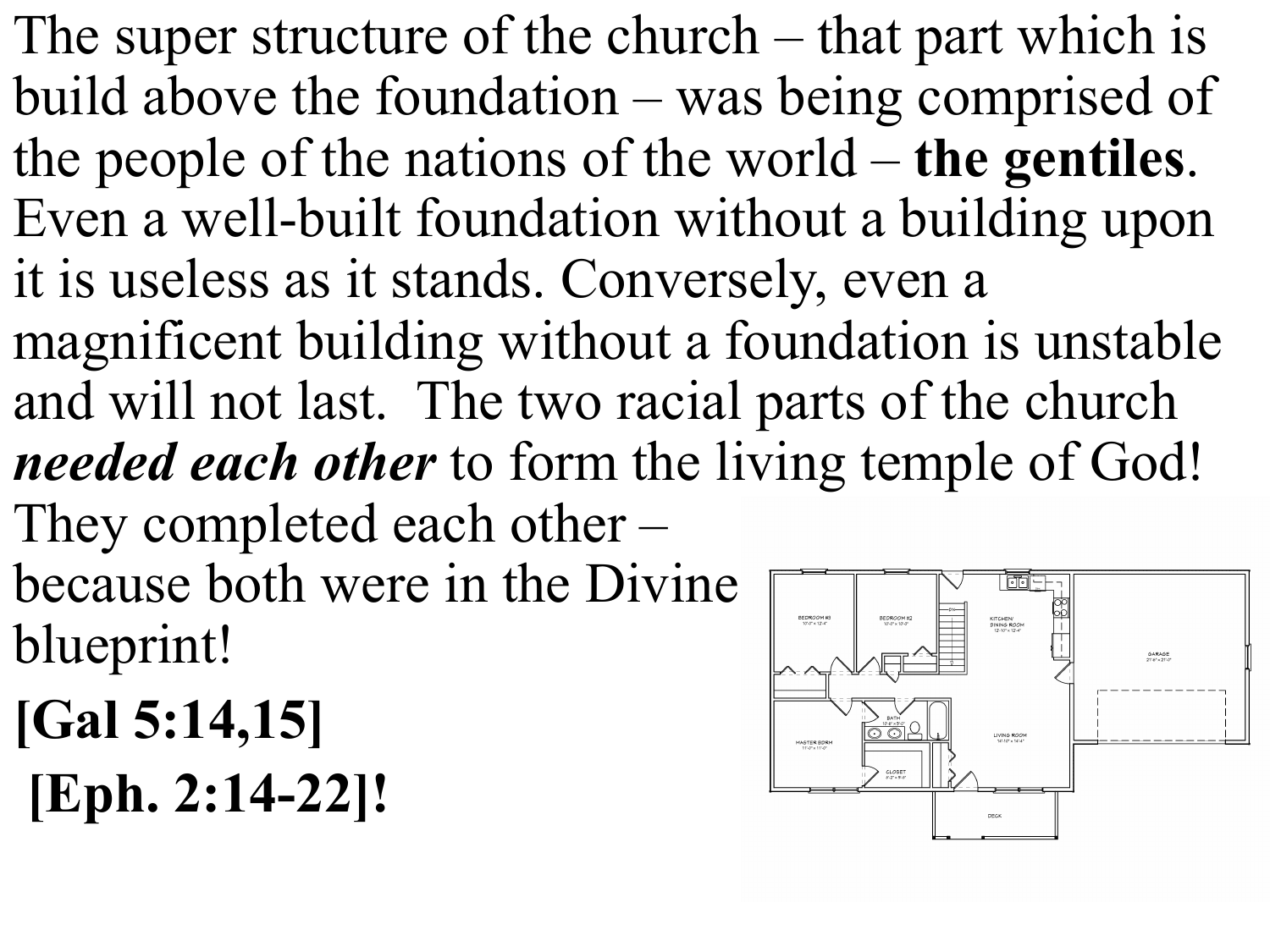The super structure of the church – that part which is build above the foundation – was being comprised of the people of the nations of the world – **the gentiles**. Even a well-built foundation without a building upon it is useless as it stands. Conversely, even a magnificent building without a foundation is unstable and will not last. The two racial parts of the church ***needed each other*** to form the living temple of God! They completed each other – because both were in the Divine blueprint!

**[Gal 5:14,15]**

**[Eph. 2:14-22]!**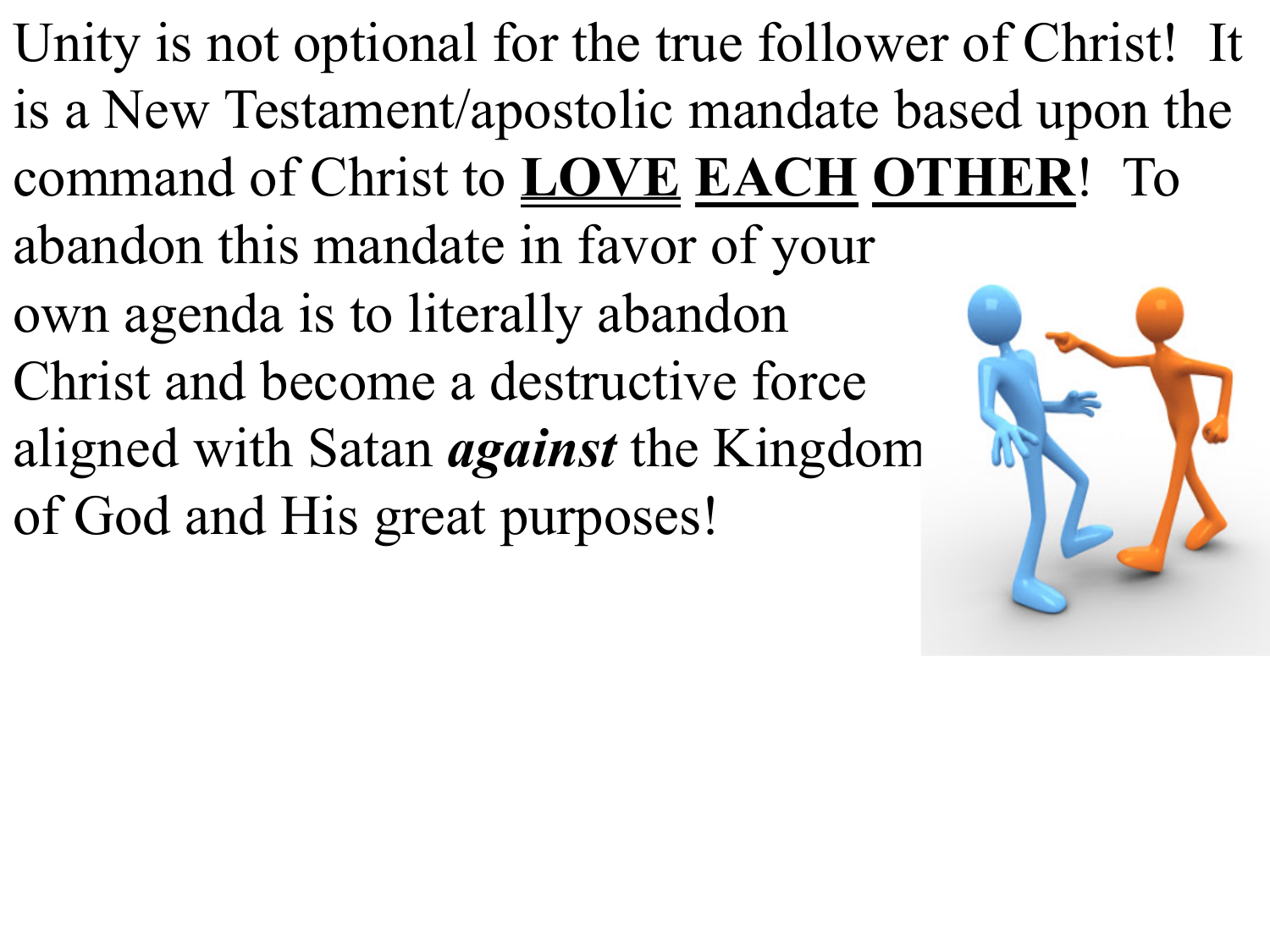Unity is not optional for the true follower of Christ! It is a New Testament/apostolic mandate based upon the command of Christ to **LOVE** **EACH** **OTHER**! To abandon this mandate in favor of your own agenda is to literally abandon Christ and become a destructive force aligned with Satan ***against*** the Kingdom of God and His great purposes!